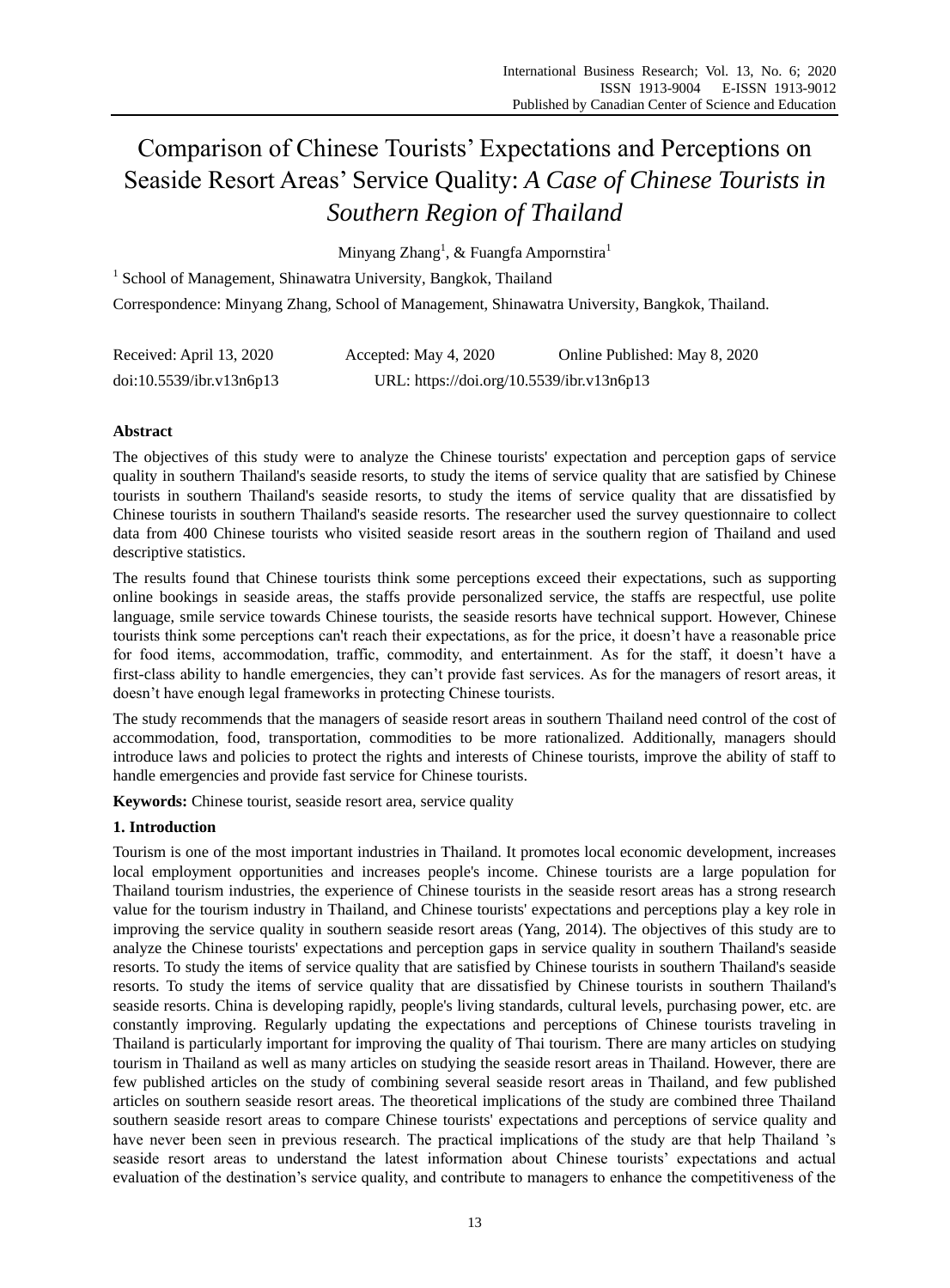# Comparison of Chinese Tourists' Expectations and Perceptions on Seaside Resort Areas' Service Quality: *A Case of Chinese Tourists in Southern Region of Thailand*

Minyang Zhang[1], & Fuangfa Ampornstira[1]

[1] School of Management, Shinawatra University, Bangkok, Thailand

Correspondence: Minyang Zhang, School of Management, Shinawatra University, Bangkok, Thailand.

Received: April 13, 2020 Accepted: May 4, 2020 Online Published: May 8, 2020

doi:10.5539/ibr.v13n6p13 URL: https://doi.org/10.5539/ibr.v13n6p13

## Abstract

The objectives of this study were to analyze the Chinese tourists' expectation and perception gaps of service quality in southern Thailand's seaside resorts, to study the items of service quality that are satisfied by Chinese tourists in southern Thailand's seaside resorts, to study the items of service quality that are dissatisfied by Chinese tourists in southern Thailand's seaside resorts. The researcher used the survey questionnaire to collect data from 400 Chinese tourists who visited seaside resort areas in the southern region of Thailand and used descriptive statistics.

The results found that Chinese tourists think some perceptions exceed their expectations, such as supporting online bookings in seaside areas, the staffs provide personalized service, the staffs are respectful, use polite language, smile service towards Chinese tourists, the seaside resorts have technical support. However, Chinese tourists think some perceptions can't reach their expectations, as for the price, it doesn't have a reasonable price for food items, accommodation, traffic, commodity, and entertainment. As for the staff, it doesn't have a first-class ability to handle emergencies, they can't provide fast services. As for the managers of resort areas, it doesn't have enough legal frameworks in protecting Chinese tourists.

The study recommends that the managers of seaside resort areas in southern Thailand need control of the cost of accommodation, food, transportation, commodities to be more rationalized. Additionally, managers should introduce laws and policies to protect the rights and interests of Chinese tourists, improve the ability of staff to handle emergencies and provide fast service for Chinese tourists.

**Keywords:** Chinese tourist, seaside resort area, service quality

## 1. Introduction

Tourism is one of the most important industries in Thailand. It promotes local economic development, increases local employment opportunities and increases people's income. Chinese tourists are a large population for Thailand tourism industries, the experience of Chinese tourists in the seaside resort areas has a strong research value for the tourism industry in Thailand, and Chinese tourists' expectations and perceptions play a key role in improving the service quality in southern seaside resort areas (Yang, 2014). The objectives of this study are to analyze the Chinese tourists' expectations and perception gaps in service quality in southern Thailand's seaside resorts. To study the items of service quality that are satisfied by Chinese tourists in southern Thailand's seaside resorts. To study the items of service quality that are dissatisfied by Chinese tourists in southern Thailand's seaside resorts. China is developing rapidly, people's living standards, cultural levels, purchasing power, etc. are constantly improving. Regularly updating the expectations and perceptions of Chinese tourists traveling in Thailand is particularly important for improving the quality of Thai tourism. There are many articles on studying tourism in Thailand as well as many articles on studying the seaside resort areas in Thailand. However, there are few published articles on the study of combining several seaside resort areas in Thailand, and few published articles on southern seaside resort areas. The theoretical implications of the study are combined three Thailand southern seaside resort areas to compare Chinese tourists' expectations and perceptions of service quality and have never been seen in previous research. The practical implications of the study are that help Thailand 's seaside resort areas to understand the latest information about Chinese tourists' expectations and actual evaluation of the destination's service quality, and contribute to managers to enhance the competitiveness of the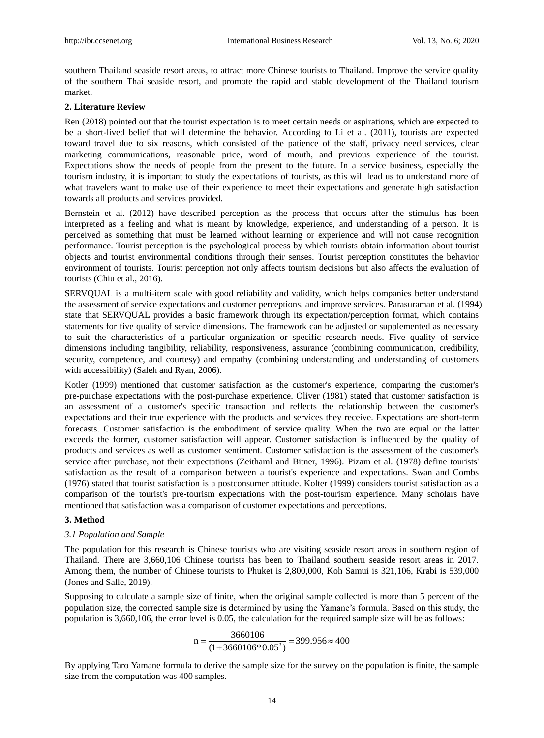southern Thailand seaside resort areas, to attract more Chinese tourists to Thailand. Improve the service quality of the southern Thai seaside resort, and promote the rapid and stable development of the Thailand tourism market.

## 2. Literature Review

Ren (2018) pointed out that the tourist expectation is to meet certain needs or aspirations, which are expected to be a short-lived belief that will determine the behavior. According to Li et al. (2011), tourists are expected toward travel due to six reasons, which consisted of the patience of the staff, privacy need services, clear marketing communications, reasonable price, word of mouth, and previous experience of the tourist. Expectations show the needs of people from the present to the future. In a service business, especially the tourism industry, it is important to study the expectations of tourists, as this will lead us to understand more of what travelers want to make use of their experience to meet their expectations and generate high satisfaction towards all products and services provided.

Bernstein et al. (2012) have described perception as the process that occurs after the stimulus has been interpreted as a feeling and what is meant by knowledge, experience, and understanding of a person. It is perceived as something that must be learned without learning or experience and will not cause recognition performance. Tourist perception is the psychological process by which tourists obtain information about tourist objects and tourist environmental conditions through their senses. Tourist perception constitutes the behavior environment of tourists. Tourist perception not only affects tourism decisions but also affects the evaluation of tourists (Chiu et al., 2016).

SERVQUAL is a multi-item scale with good reliability and validity, which helps companies better understand the assessment of service expectations and customer perceptions, and improve services. Parasuraman et al. (1994) state that SERVQUAL provides a basic framework through its expectation/perception format, which contains statements for five quality of service dimensions. The framework can be adjusted or supplemented as necessary to suit the characteristics of a particular organization or specific research needs. Five quality of service dimensions including tangibility, reliability, responsiveness, assurance (combining communication, credibility, security, competence, and courtesy) and empathy (combining understanding and understanding of customers with accessibility) (Saleh and Ryan, 2006).

Kotler (1999) mentioned that customer satisfaction as the customer's experience, comparing the customer's pre-purchase expectations with the post-purchase experience. Oliver (1981) stated that customer satisfaction is an assessment of a customer's specific transaction and reflects the relationship between the customer's expectations and their true experience with the products and services they receive. Expectations are short-term forecasts. Customer satisfaction is the embodiment of service quality. When the two are equal or the latter exceeds the former, customer satisfaction will appear. Customer satisfaction is influenced by the quality of products and services as well as customer sentiment. Customer satisfaction is the assessment of the customer's service after purchase, not their expectations (Zeithaml and Bitner, 1996). Pizam et al. (1978) define tourists' satisfaction as the result of a comparison between a tourist's experience and expectations. Swan and Combs (1976) stated that tourist satisfaction is a postconsumer attitude. Kolter (1999) considers tourist satisfaction as a comparison of the tourist's pre-tourism expectations with the post-tourism experience. Many scholars have mentioned that satisfaction was a comparison of customer expectations and perceptions.

## 3. Method

### *3.1 Population and Sample*

The population for this research is Chinese tourists who are visiting seaside resort areas in southern region of Thailand. There are 3,660,106 Chinese tourists has been to Thailand southern seaside resort areas in 2017. Among them, the number of Chinese tourists to Phuket is 2,800,000, Koh Samui is 321,106, Krabi is 539,000 (Jones and Salle, 2019).

Supposing to calculate a sample size of finite, when the original sample collected is more than 5 percent of the population size, the corrected sample size is determined by using the Yamane's formula. Based on this study, the population is 3,660,106, the error level is 0.05, the calculation for the required sample size will be as follows:

$$n = \frac{3660106}{(1 + 3660106 * 0.05^2)} = 399.956 \approx 400$$

By applying Taro Yamane formula to derive the sample size for the survey on the population is finite, the sample size from the computation was 400 samples.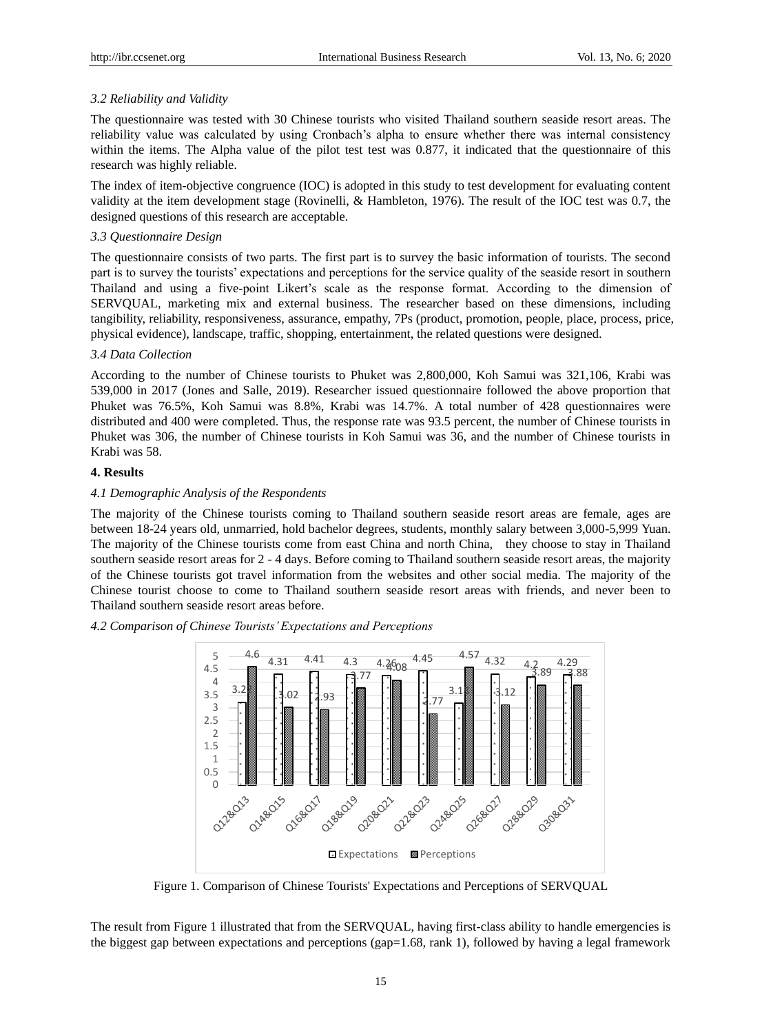*3.2 Reliability and Validity*

The questionnaire was tested with 30 Chinese tourists who visited Thailand southern seaside resort areas. The reliability value was calculated by using Cronbach's alpha to ensure whether there was internal consistency within the items. The Alpha value of the pilot test test was 0.877, it indicated that the questionnaire of this research was highly reliable.

The index of item-objective congruence (IOC) is adopted in this study to test development for evaluating content validity at the item development stage (Rovinelli, & Hambleton, 1976). The result of the IOC test was 0.7, the designed questions of this research are acceptable.

*3.3 Questionnaire Design*

The questionnaire consists of two parts. The first part is to survey the basic information of tourists. The second part is to survey the tourists' expectations and perceptions for the service quality of the seaside resort in southern Thailand and using a five-point Likert's scale as the response format. According to the dimension of SERVQUAL, marketing mix and external business. The researcher based on these dimensions, including tangibility, reliability, responsiveness, assurance, empathy, 7Ps (product, promotion, people, place, process, price, physical evidence), landscape, traffic, shopping, entertainment, the related questions were designed.

*3.4 Data Collection*

According to the number of Chinese tourists to Phuket was 2,800,000, Koh Samui was 321,106, Krabi was 539,000 in 2017 (Jones and Salle, 2019). Researcher issued questionnaire followed the above proportion that Phuket was 76.5%, Koh Samui was 8.8%, Krabi was 14.7%. A total number of 428 questionnaires were distributed and 400 were completed. Thus, the response rate was 93.5 percent, the number of Chinese tourists in Phuket was 306, the number of Chinese tourists in Koh Samui was 36, and the number of Chinese tourists in Krabi was 58.

**4. Results**

*4.1 Demographic Analysis of the Respondents*

The majority of the Chinese tourists coming to Thailand southern seaside resort areas are female, ages are between 18-24 years old, unmarried, hold bachelor degrees, students, monthly salary between 3,000-5,999 Yuan. The majority of the Chinese tourists come from east China and north China, they choose to stay in Thailand southern seaside resort areas for 2 - 4 days. Before coming to Thailand southern seaside resort areas, the majority of the Chinese tourists got travel information from the websites and other social media. The majority of the Chinese tourist choose to come to Thailand southern seaside resort areas with friends, and never been to Thailand southern seaside resort areas before.

*4.2 Comparison of Chinese Tourists' Expectations and Perceptions*

| | Q12&Q13 | Q14&Q15 | Q16&Q17 | Q18&Q19 | Q20&Q21 | Q22&Q23 | Q24&Q25 | Q26&Q27 | Q28&Q29 | Q30&Q31 |
|---|---|---|---|---|---|---|---|---|---|---|
| Expectations | 3.2 | 4.31 | 4.41 | 4.3 | 4.26 | 4.45 | 3.1 | 4.32 | 4.2 | 4.29 |
| Perceptions | 4.6 | 3.02 | 2.93 | 3.77 | 4.08 | 2.77 | 4.57 | 3.12 | 3.89 | 3.88 |

Figure 1. Comparison of Chinese Tourists' Expectations and Perceptions of SERVQUAL

The result from Figure 1 illustrated that from the SERVQUAL, having first-class ability to handle emergencies is the biggest gap between expectations and perceptions (gap=1.68, rank 1), followed by having a legal framework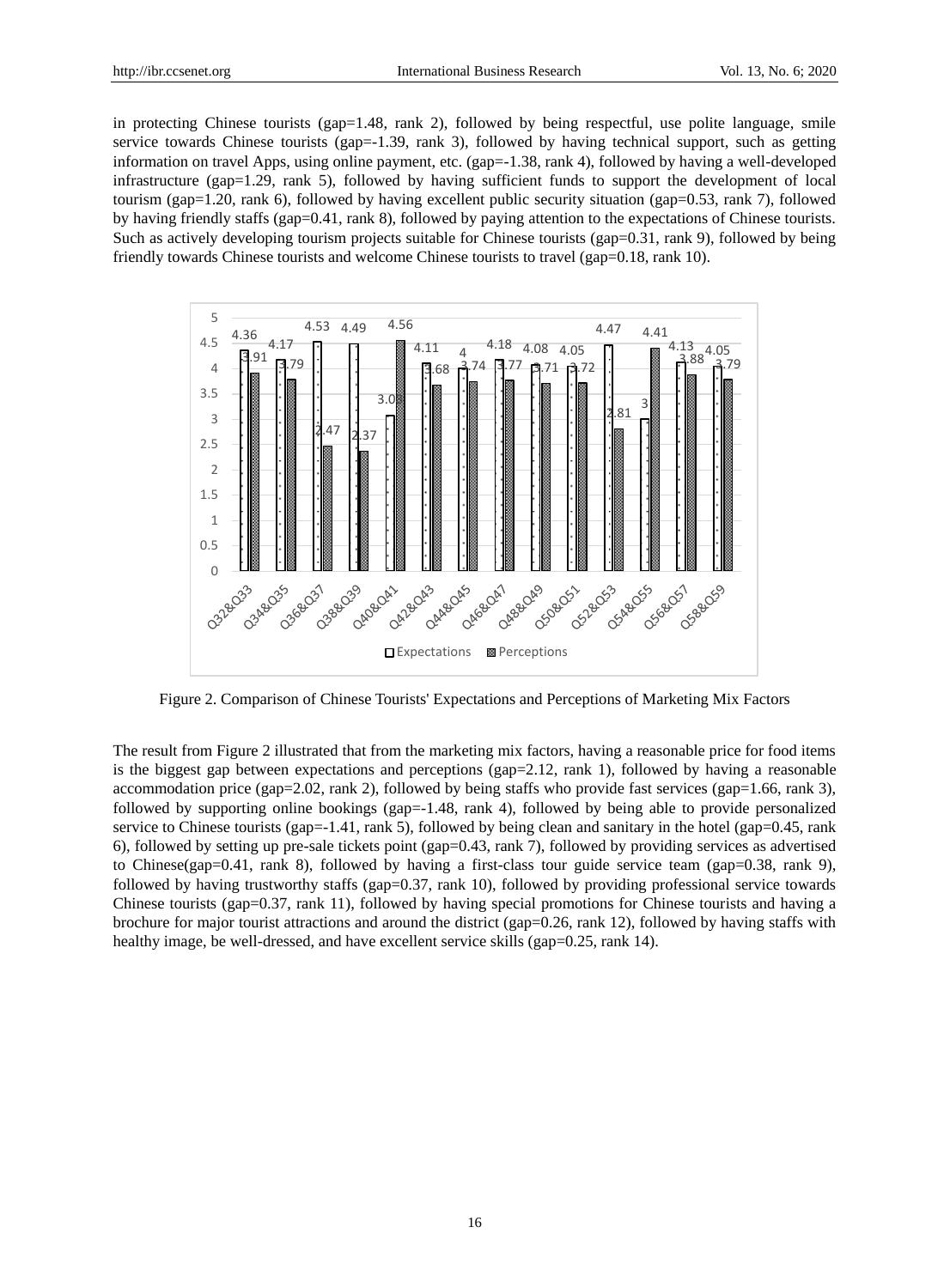in protecting Chinese tourists (gap=1.48, rank 2), followed by being respectful, use polite language, smile service towards Chinese tourists (gap=-1.39, rank 3), followed by having technical support, such as getting information on travel Apps, using online payment, etc. (gap=-1.38, rank 4), followed by having a well-developed infrastructure (gap=1.29, rank 5), followed by having sufficient funds to support the development of local tourism (gap=1.20, rank 6), followed by having excellent public security situation (gap=0.53, rank 7), followed by having friendly staffs (gap=0.41, rank 8), followed by paying attention to the expectations of Chinese tourists. Such as actively developing tourism projects suitable for Chinese tourists (gap=0.31, rank 9), followed by being friendly towards Chinese tourists and welcome Chinese tourists to travel (gap=0.18, rank 10).

Figure 2. Comparison of Chinese Tourists' Expectations and Perceptions of Marketing Mix Factors

The result from Figure 2 illustrated that from the marketing mix factors, having a reasonable price for food items is the biggest gap between expectations and perceptions (gap=2.12, rank 1), followed by having a reasonable accommodation price (gap=2.02, rank 2), followed by being staffs who provide fast services (gap=1.66, rank 3), followed by supporting online bookings (gap=-1.48, rank 4), followed by being able to provide personalized service to Chinese tourists (gap=-1.41, rank 5), followed by being clean and sanitary in the hotel (gap=0.45, rank 6), followed by setting up pre-sale tickets point (gap=0.43, rank 7), followed by providing services as advertised to Chinese(gap=0.41, rank 8), followed by having a first-class tour guide service team (gap=0.38, rank 9), followed by having trustworthy staffs (gap=0.37, rank 10), followed by providing professional service towards Chinese tourists (gap=0.37, rank 11), followed by having special promotions for Chinese tourists and having a brochure for major tourist attractions and around the district (gap=0.26, rank 12), followed by having staffs with healthy image, be well-dressed, and have excellent service skills (gap=0.25, rank 14).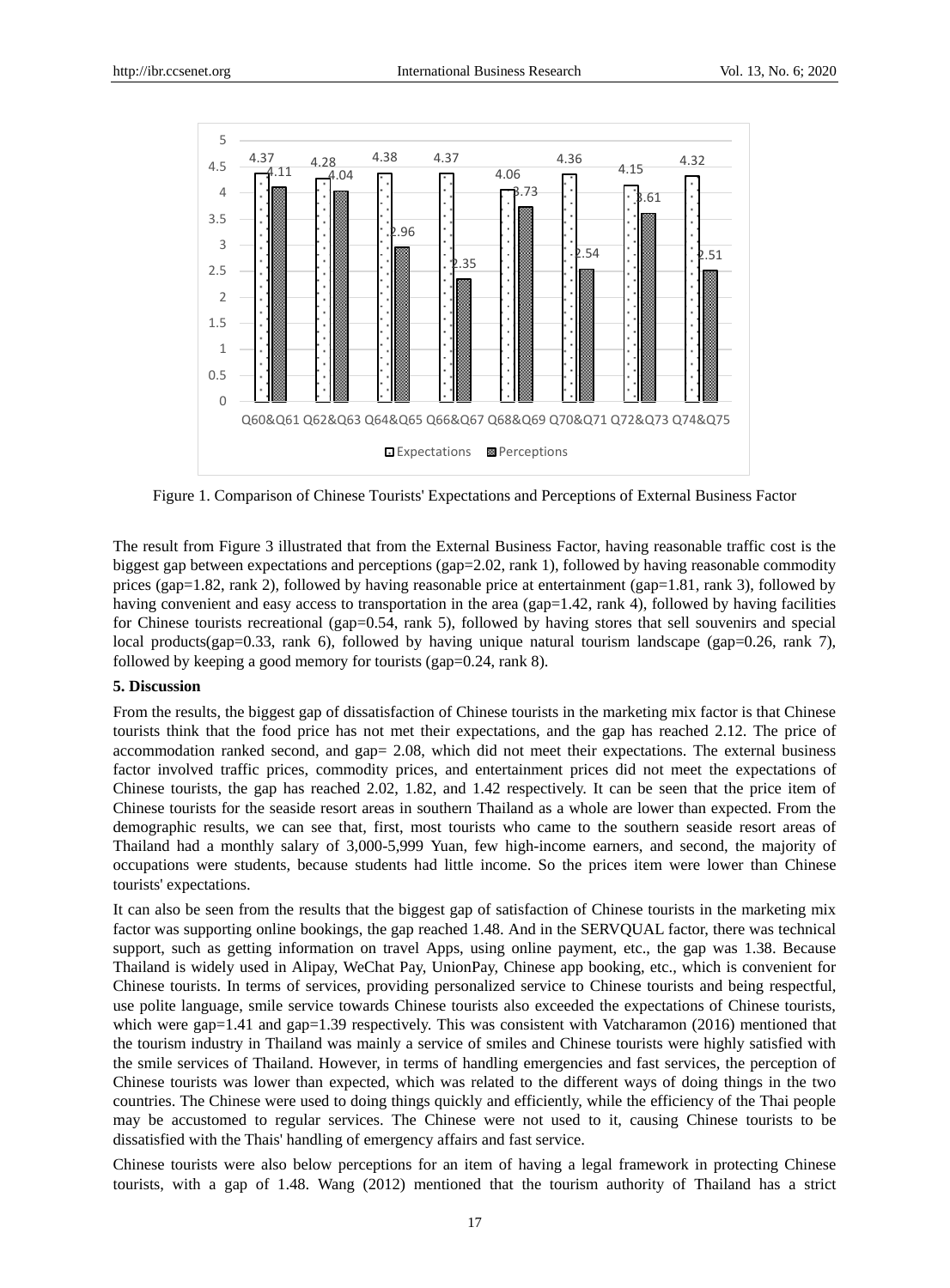Figure 1. Comparison of Chinese Tourists' Expectations and Perceptions of External Business Factor

The result from Figure 3 illustrated that from the External Business Factor, having reasonable traffic cost is the biggest gap between expectations and perceptions (gap=2.02, rank 1), followed by having reasonable commodity prices (gap=1.82, rank 2), followed by having reasonable price at entertainment (gap=1.81, rank 3), followed by having convenient and easy access to transportation in the area (gap=1.42, rank 4), followed by having facilities for Chinese tourists recreational (gap=0.54, rank 5), followed by having stores that sell souvenirs and special local products(gap=0.33, rank 6), followed by having unique natural tourism landscape (gap=0.26, rank 7), followed by keeping a good memory for tourists (gap=0.24, rank 8).

**5. Discussion**

From the results, the biggest gap of dissatisfaction of Chinese tourists in the marketing mix factor is that Chinese tourists think that the food price has not met their expectations, and the gap has reached 2.12. The price of accommodation ranked second, and gap= 2.08, which did not meet their expectations. The external business factor involved traffic prices, commodity prices, and entertainment prices did not meet the expectations of Chinese tourists, the gap has reached 2.02, 1.82, and 1.42 respectively. It can be seen that the price item of Chinese tourists for the seaside resort areas in southern Thailand as a whole are lower than expected. From the demographic results, we can see that, first, most tourists who came to the southern seaside resort areas of Thailand had a monthly salary of 3,000-5,999 Yuan, few high-income earners, and second, the majority of occupations were students, because students had little income. So the prices item were lower than Chinese tourists' expectations.

It can also be seen from the results that the biggest gap of satisfaction of Chinese tourists in the marketing mix factor was supporting online bookings, the gap reached 1.48. And in the SERVQUAL factor, there was technical support, such as getting information on travel Apps, using online payment, etc., the gap was 1.38. Because Thailand is widely used in Alipay, WeChat Pay, UnionPay, Chinese app booking, etc., which is convenient for Chinese tourists. In terms of services, providing personalized service to Chinese tourists and being respectful, use polite language, smile service towards Chinese tourists also exceeded the expectations of Chinese tourists, which were gap=1.41 and gap=1.39 respectively. This was consistent with Vatcharamon (2016) mentioned that the tourism industry in Thailand was mainly a service of smiles and Chinese tourists were highly satisfied with the smile services of Thailand. However, in terms of handling emergencies and fast services, the perception of Chinese tourists was lower than expected, which was related to the different ways of doing things in the two countries. The Chinese were used to doing things quickly and efficiently, while the efficiency of the Thai people may be accustomed to regular services. The Chinese were not used to it, causing Chinese tourists to be dissatisfied with the Thais' handling of emergency affairs and fast service.

Chinese tourists were also below perceptions for an item of having a legal framework in protecting Chinese tourists, with a gap of 1.48. Wang (2012) mentioned that the tourism authority of Thailand has a strict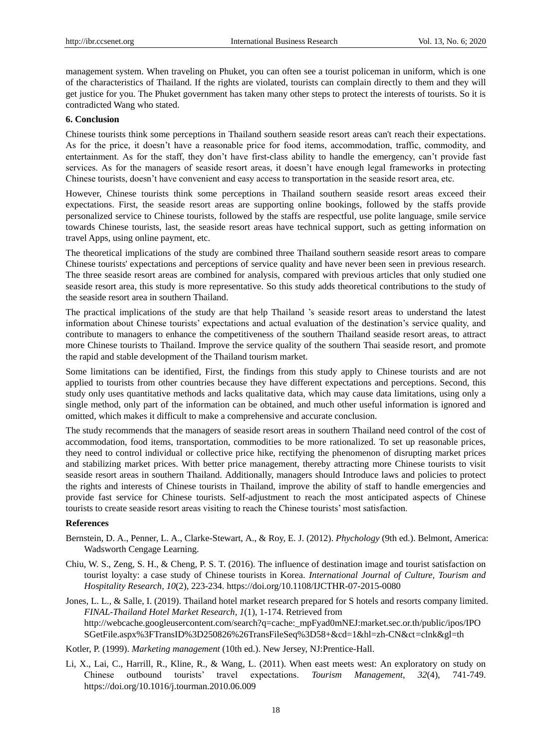management system. When traveling on Phuket, you can often see a tourist policeman in uniform, which is one of the characteristics of Thailand. If the rights are violated, tourists can complain directly to them and they will get justice for you. The Phuket government has taken many other steps to protect the interests of tourists. So it is contradicted Wang who stated.

## 6. Conclusion

Chinese tourists think some perceptions in Thailand southern seaside resort areas can't reach their expectations. As for the price, it doesn't have a reasonable price for food items, accommodation, traffic, commodity, and entertainment. As for the staff, they don't have first-class ability to handle the emergency, can't provide fast services. As for the managers of seaside resort areas, it doesn't have enough legal frameworks in protecting Chinese tourists, doesn't have convenient and easy access to transportation in the seaside resort area, etc.

However, Chinese tourists think some perceptions in Thailand southern seaside resort areas exceed their expectations. First, the seaside resort areas are supporting online bookings, followed by the staffs provide personalized service to Chinese tourists, followed by the staffs are respectful, use polite language, smile service towards Chinese tourists, last, the seaside resort areas have technical support, such as getting information on travel Apps, using online payment, etc.

The theoretical implications of the study are combined three Thailand southern seaside resort areas to compare Chinese tourists' expectations and perceptions of service quality and have never been seen in previous research. The three seaside resort areas are combined for analysis, compared with previous articles that only studied one seaside resort area, this study is more representative. So this study adds theoretical contributions to the study of the seaside resort area in southern Thailand.

The practical implications of the study are that help Thailand 's seaside resort areas to understand the latest information about Chinese tourists' expectations and actual evaluation of the destination's service quality, and contribute to managers to enhance the competitiveness of the southern Thailand seaside resort areas, to attract more Chinese tourists to Thailand. Improve the service quality of the southern Thai seaside resort, and promote the rapid and stable development of the Thailand tourism market.

Some limitations can be identified, First, the findings from this study apply to Chinese tourists and are not applied to tourists from other countries because they have different expectations and perceptions. Second, this study only uses quantitative methods and lacks qualitative data, which may cause data limitations, using only a single method, only part of the information can be obtained, and much other useful information is ignored and omitted, which makes it difficult to make a comprehensive and accurate conclusion.

The study recommends that the managers of seaside resort areas in southern Thailand need control of the cost of accommodation, food items, transportation, commodities to be more rationalized. To set up reasonable prices, they need to control individual or collective price hike, rectifying the phenomenon of disrupting market prices and stabilizing market prices. With better price management, thereby attracting more Chinese tourists to visit seaside resort areas in southern Thailand. Additionally, managers should Introduce laws and policies to protect the rights and interests of Chinese tourists in Thailand, improve the ability of staff to handle emergencies and provide fast service for Chinese tourists. Self-adjustment to reach the most anticipated aspects of Chinese tourists to create seaside resort areas visiting to reach the Chinese tourists' most satisfaction.

## References

Bernstein, D. A., Penner, L. A., Clarke-Stewart, A., & Roy, E. J. (2012). *Phychology* (9th ed.). Belmont, America: Wadsworth Cengage Learning.

Chiu, W. S., Zeng, S. H., & Cheng, P. S. T. (2016). The influence of destination image and tourist satisfaction on tourist loyalty: a case study of Chinese tourists in Korea. *International Journal of Culture, Tourism and Hospitality Research, 10*(2), 223-234. https://doi.org/10.1108/IJCTHR-07-2015-0080

Jones, L. L., & Salle, I. (2019). Thailand hotel market research prepared for S hotels and resorts company limited. *FINAL-Thailand Hotel Market Research*, *1*(1), 1-174. Retrieved from http://webcache.googleusercontent.com/search?q=cache:_mpFyad0mNEJ:market.sec.or.th/public/ipos/IPOSGetFile.aspx%3FTransID%3D250826%26TransFileSeq%3D58+&cd=1&hl=zh-CN&ct=clnk&gl=th

Kotler, P. (1999). *Marketing management* (10th ed.). New Jersey, NJ:Prentice-Hall.

Li, X., Lai, C., Harrill, R., Kline, R., & Wang, L. (2011). When east meets west: An exploratory on study on Chinese outbound tourists' travel expectations. *Tourism Management*, *32*(4), 741-749. https://doi.org/10.1016/j.tourman.2010.06.009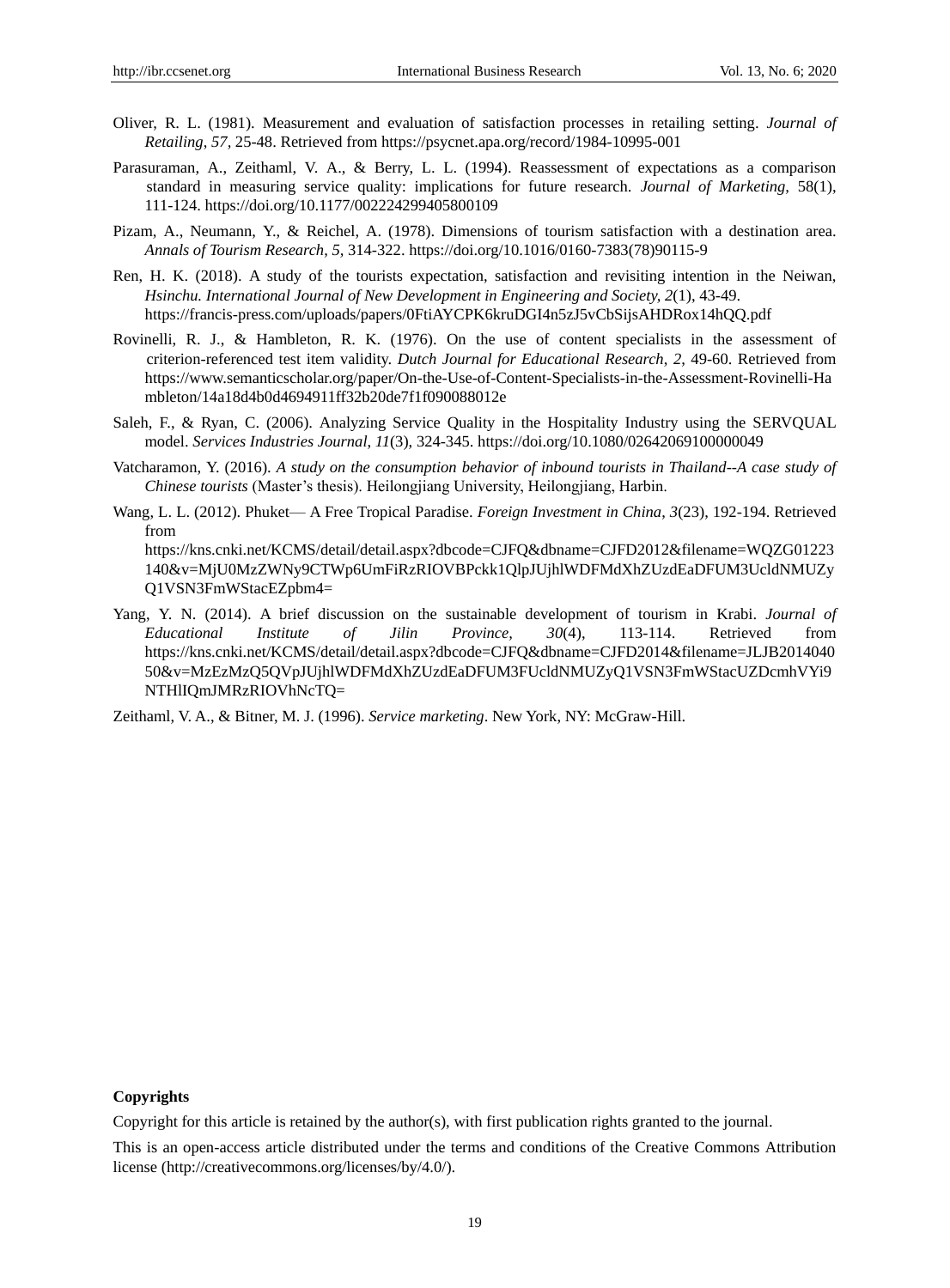Oliver, R. L. (1981). Measurement and evaluation of satisfaction processes in retailing setting. *Journal of Retailing*, *57*, 25-48. Retrieved from https://psycnet.apa.org/record/1984-10995-001

Parasuraman, A., Zeithaml, V. A., & Berry, L. L. (1994). Reassessment of expectations as a comparison standard in measuring service quality: implications for future research. *Journal of Marketing*, 58(1), 111-124. https://doi.org/10.1177/002224299405800109

Pizam, A., Neumann, Y., & Reichel, A. (1978). Dimensions of tourism satisfaction with a destination area. *Annals of Tourism Research*, *5*, 314-322. https://doi.org/10.1016/0160-7383(78)90115-9

Ren, H. K. (2018). A study of the tourists expectation, satisfaction and revisiting intention in the Neiwan, Hsinchu. *International Journal of New Development in Engineering and Society*, *2*(1), 43-49. https://francis-press.com/uploads/papers/0FtiAYCPK6kruDGI4n5zJ5vCbSijsAHDRox14hQQ.pdf

Rovinelli, R. J., & Hambleton, R. K. (1976). On the use of content specialists in the assessment of criterion-referenced test item validity. *Dutch Journal for Educational Research*, *2*, 49-60. Retrieved from https://www.semanticscholar.org/paper/On-the-Use-of-Content-Specialists-in-the-Assessment-Rovinelli-Hambleton/14a18d4b0d4694911ff32b20de7f1f090088012e

Saleh, F., & Ryan, C. (2006). Analyzing Service Quality in the Hospitality Industry using the SERVQUAL model. *Services Industries Journal*, *11*(3), 324-345. https://doi.org/10.1080/02642069100000049

Vatcharamon, Y. (2016). *A study on the consumption behavior of inbound tourists in Thailand--A case study of Chinese tourists* (Master's thesis). Heilongjiang University, Heilongjiang, Harbin.

Wang, L. L. (2012). Phuket— A Free Tropical Paradise. *Foreign Investment in China*, *3*(23), 192-194. Retrieved from https://kns.cnki.net/KCMS/detail/detail.aspx?dbcode=CJFQ&dbname=CJFD2012&filename=WQZG01223140&v=MjU0MzZWNy9CTWp6UmFiRzRIOVBPckk1QlpJUjhlWDFMdXhZUzdEaDFUM3UcldNMUZyQ1VSN3FmWStacEZpbm4=

Yang, Y. N. (2014). A brief discussion on the sustainable development of tourism in Krabi. *Journal of Educational Institute of Jilin Province*, *30*(4), 113-114. Retrieved from https://kns.cnki.net/KCMS/detail/detail.aspx?dbcode=CJFQ&dbname=CJFD2014&filename=JLJB201404050&v=MzEzMzQ5QVpJUjhlWDFMdXhZUzdEaDFUM3FUcldNMUZyQ1VSN3FmWStacUZDcmhVYi9NTHlIQmJMRzRIOVhNcTQ=

Zeithaml, V. A., & Bitner, M. J. (1996). *Service marketing*. New York, NY: McGraw-Hill.

**Copyrights**

Copyright for this article is retained by the author(s), with first publication rights granted to the journal.

This is an open-access article distributed under the terms and conditions of the Creative Commons Attribution license (http://creativecommons.org/licenses/by/4.0/).